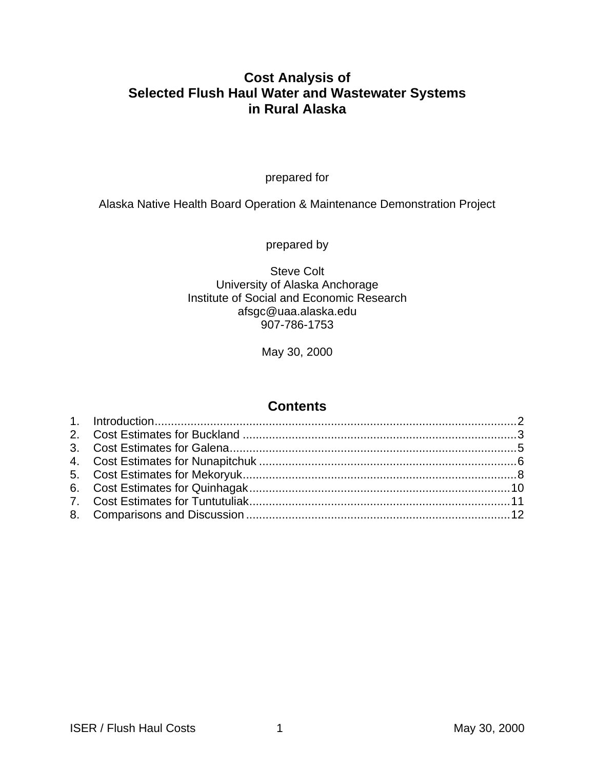# Cost Analysis of Selected Flush Haul Water and Wastewater Systems in Rural Alaska

prepared for

Alaska Native Health Board Operation & Maintenance Demonstration Project

prepared by

Steve Colt
University of Alaska Anchorage
Institute of Social and Economic Research
afsgc@uaa.alaska.edu
907-786-1753

May 30, 2000

## Contents

1. Introduction....................2
2. Cost Estimates for Buckland....................3
3. Cost Estimates for Galena....................5
4. Cost Estimates for Nunapitchuk....................6
5. Cost Estimates for Mekoryuk....................8
6. Cost Estimates for Quinhagak....................10
7. Cost Estimates for Tuntutuliak....................11
8. Comparisons and Discussion....................12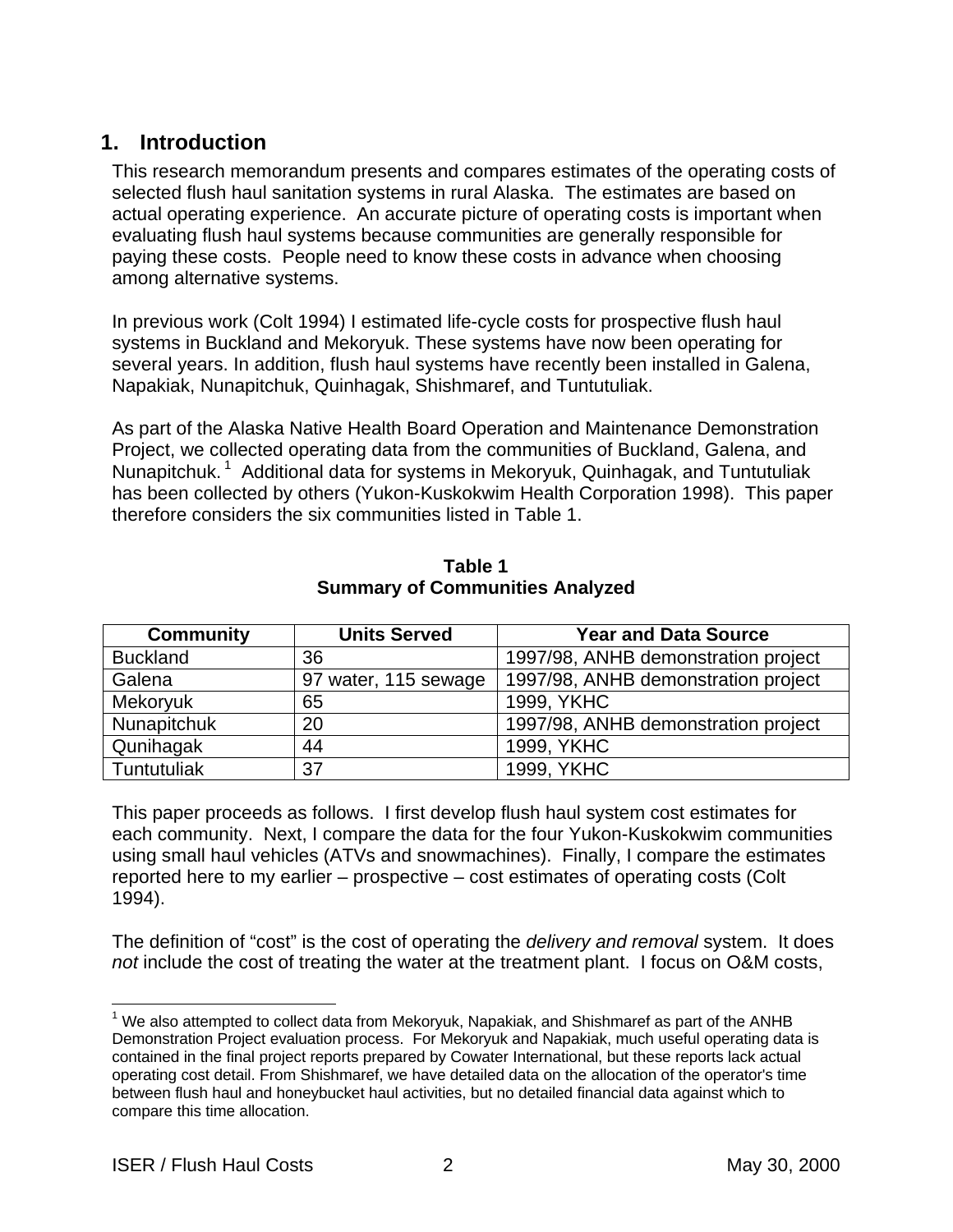## 1. Introduction

This research memorandum presents and compares estimates of the operating costs of selected flush haul sanitation systems in rural Alaska. The estimates are based on actual operating experience. An accurate picture of operating costs is important when evaluating flush haul systems because communities are generally responsible for paying these costs. People need to know these costs in advance when choosing among alternative systems.

In previous work (Colt 1994) I estimated life-cycle costs for prospective flush haul systems in Buckland and Mekoryuk. These systems have now been operating for several years. In addition, flush haul systems have recently been installed in Galena, Napakiak, Nunapitchuk, Quinhagak, Shishmaref, and Tuntutuliak.

As part of the Alaska Native Health Board Operation and Maintenance Demonstration Project, we collected operating data from the communities of Buckland, Galena, and Nunapitchuk.[1] Additional data for systems in Mekoryuk, Quinhagak, and Tuntutuliak has been collected by others (Yukon-Kuskokwim Health Corporation 1998). This paper therefore considers the six communities listed in Table 1.

**Table 1**
**Summary of Communities Analyzed**

| Community | Units Served | Year and Data Source |
|---|---|---|
| Buckland | 36 | 1997/98, ANHB demonstration project |
| Galena | 97 water, 115 sewage | 1997/98, ANHB demonstration project |
| Mekoryuk | 65 | 1999, YKHC |
| Nunapitchuk | 20 | 1997/98, ANHB demonstration project |
| Qunihagak | 44 | 1999, YKHC |
| Tuntutuliak | 37 | 1999, YKHC |

This paper proceeds as follows. I first develop flush haul system cost estimates for each community. Next, I compare the data for the four Yukon-Kuskokwim communities using small haul vehicles (ATVs and snowmachines). Finally, I compare the estimates reported here to my earlier – prospective – cost estimates of operating costs (Colt 1994).

The definition of "cost" is the cost of operating the *delivery and removal* system. It does *not* include the cost of treating the water at the treatment plant. I focus on O&M costs,

[1] We also attempted to collect data from Mekoryuk, Napakiak, and Shishmaref as part of the ANHB Demonstration Project evaluation process. For Mekoryuk and Napakiak, much useful operating data is contained in the final project reports prepared by Cowater International, but these reports lack actual operating cost detail. From Shishmaref, we have detailed data on the allocation of the operator's time between flush haul and honeybucket haul activities, but no detailed financial data against which to compare this time allocation.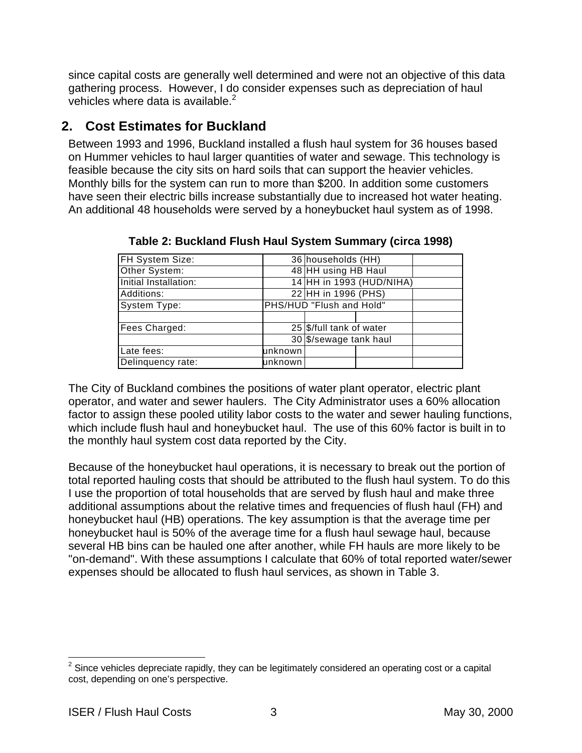since capital costs are generally well determined and were not an objective of this data gathering process. However, I do consider expenses such as depreciation of haul vehicles where data is available.[2]

## 2. Cost Estimates for Buckland

Between 1993 and 1996, Buckland installed a flush haul system for 36 houses based on Hummer vehicles to haul larger quantities of water and sewage. This technology is feasible because the city sits on hard soils that can support the heavier vehicles. Monthly bills for the system can run to more than $200. In addition some customers have seen their electric bills increase substantially due to increased hot water heating. An additional 48 households were served by a honeybucket haul system as of 1998.

**Table 2: Buckland Flush Haul System Summary (circa 1998)**

| | | | | |
|---|---|---|---|---|
| FH System Size: | 36 | households (HH) | | |
| Other System: | 48 | HH using HB Haul | | |
| Initial Installation: | 14 | HH in 1993 (HUD/NIHA) | | |
| Additions: | 22 | HH in 1996 (PHS) | | |
| System Type: | PHS/HUD "Flush and Hold" | | | |
| | | | | |
| Fees Charged: | 25 | $/full tank of water | | |
| | 30 | $/sewage tank haul | | |
| Late fees: | unknown | | | |
| Delinquency rate: | unknown | | | |

The City of Buckland combines the positions of water plant operator, electric plant operator, and water and sewer haulers. The City Administrator uses a 60% allocation factor to assign these pooled utility labor costs to the water and sewer hauling functions, which include flush haul and honeybucket haul. The use of this 60% factor is built in to the monthly haul system cost data reported by the City.

Because of the honeybucket haul operations, it is necessary to break out the portion of total reported hauling costs that should be attributed to the flush haul system. To do this I use the proportion of total households that are served by flush haul and make three additional assumptions about the relative times and frequencies of flush haul (FH) and honeybucket haul (HB) operations. The key assumption is that the average time per honeybucket haul is 50% of the average time for a flush haul sewage haul, because several HB bins can be hauled one after another, while FH hauls are more likely to be "on-demand". With these assumptions I calculate that 60% of total reported water/sewer expenses should be allocated to flush haul services, as shown in Table 3.

[2] Since vehicles depreciate rapidly, they can be legitimately considered an operating cost or a capital cost, depending on one's perspective.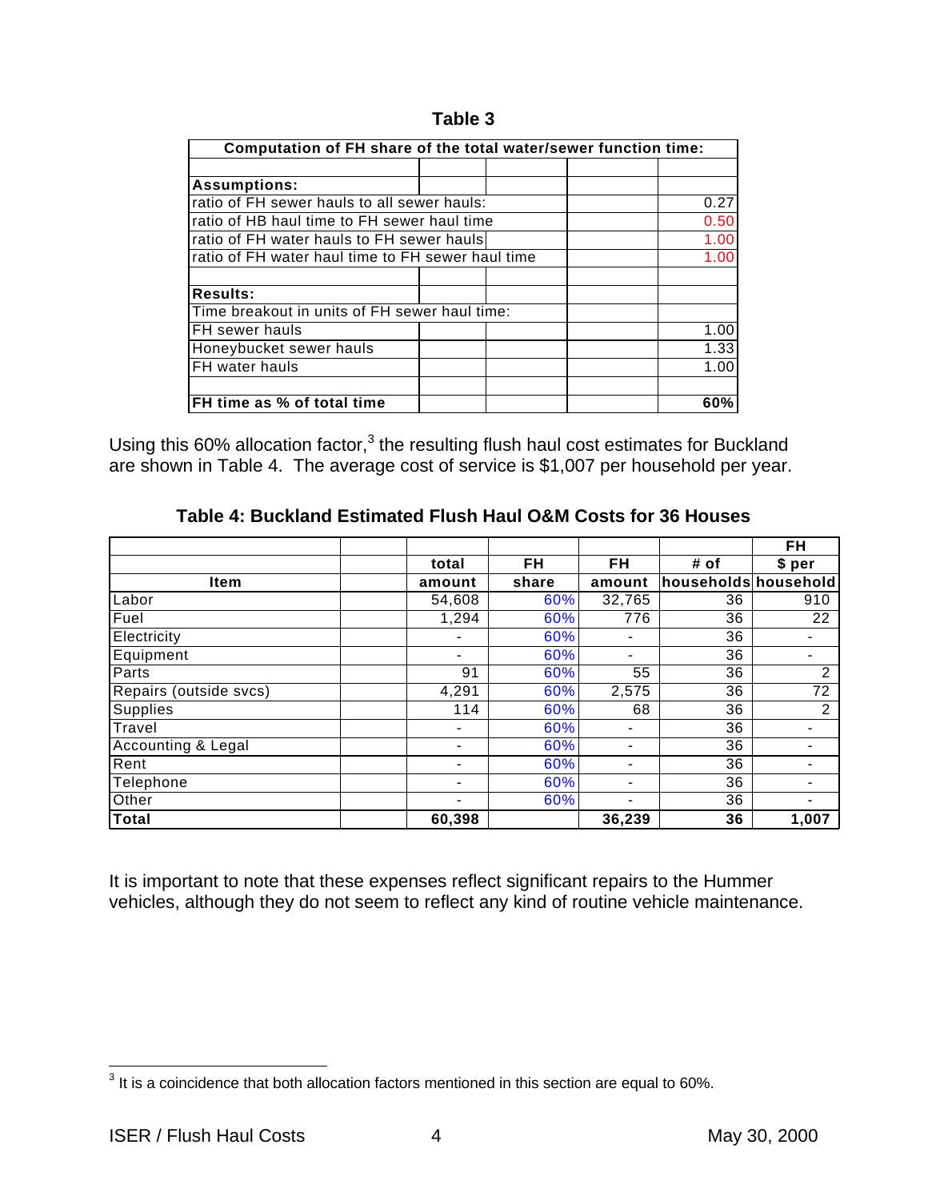**Table 3**

| Computation of FH share of the total water/sewer function time: | | | | |
|---|---|---|---|---|
| | | | | |
| **Assumptions:** | | | | |
| ratio of FH sewer hauls to all sewer hauls: | | | | 0.27 |
| ratio of HB haul time to FH sewer haul time | | | | 0.50 |
| ratio of FH water hauls to FH sewer hauls | | | | 1.00 |
| ratio of FH water haul time to FH sewer haul time | | | | 1.00 |
| | | | | |
| **Results:** | | | | |
| Time breakout in units of FH sewer haul time: | | | | |
| FH sewer hauls | | | | 1.00 |
| Honeybucket sewer hauls | | | | 1.33 |
| FH water hauls | | | | 1.00 |
| | | | | |
| **FH time as % of total time** | | | | **60%** |

Using this 60% allocation factor,[3] the resulting flush haul cost estimates for Buckland are shown in Table 4. The average cost of service is $1,007 per household per year.

**Table 4: Buckland Estimated Flush Haul O&M Costs for 36 Houses**

| Item | | total amount | FH share | FH amount | # of households | FH $ per household |
|---|---|---|---|---|---|---|
| Labor | | 54,608 | 60% | 32,765 | 36 | 910 |
| Fuel | | 1,294 | 60% | 776 | 36 | 22 |
| Electricity | | - | 60% | - | 36 | - |
| Equipment | | - | 60% | - | 36 | - |
| Parts | | 91 | 60% | 55 | 36 | 2 |
| Repairs (outside svcs) | | 4,291 | 60% | 2,575 | 36 | 72 |
| Supplies | | 114 | 60% | 68 | 36 | 2 |
| Travel | | - | 60% | - | 36 | - |
| Accounting & Legal | | - | 60% | - | 36 | - |
| Rent | | - | 60% | - | 36 | - |
| Telephone | | - | 60% | - | 36 | - |
| Other | | - | 60% | - | 36 | - |
| **Total** | | **60,398** | | **36,239** | **36** | **1,007** |

It is important to note that these expenses reflect significant repairs to the Hummer vehicles, although they do not seem to reflect any kind of routine vehicle maintenance.

[3] It is a coincidence that both allocation factors mentioned in this section are equal to 60%.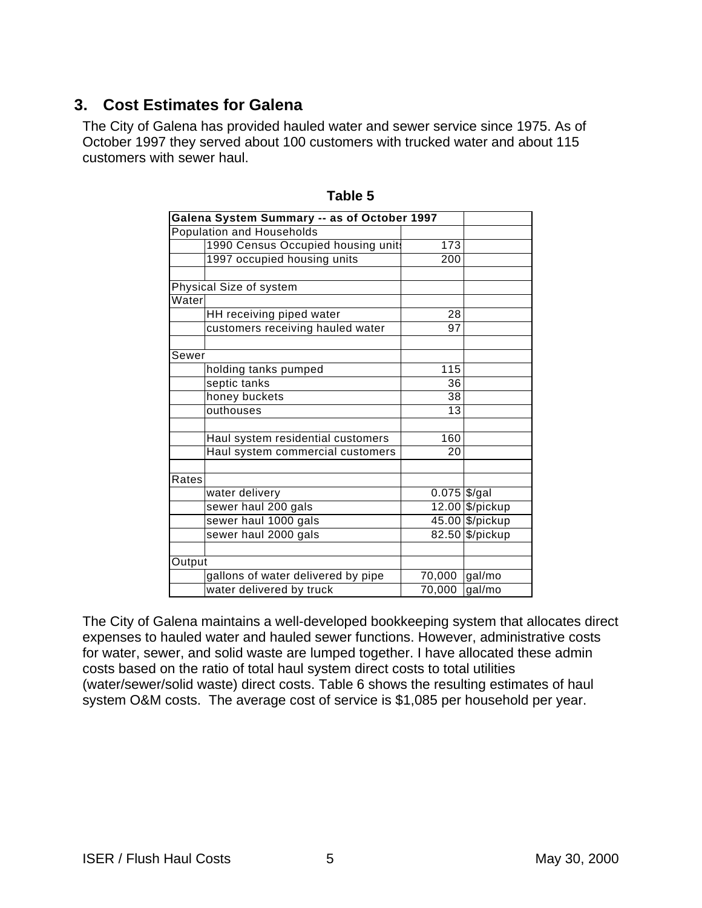## 3. Cost Estimates for Galena

The City of Galena has provided hauled water and sewer service since 1975. As of October 1997 they served about 100 customers with trucked water and about 115 customers with sewer haul.

**Table 5**

| **Galena System Summary -- as of October 1997** | | | |
|---|---|---|---|
| Population and Households | | | |
| | 1990 Census Occupied housing units | 173 | |
| | 1997 occupied housing units | 200 | |
| | | | |
| Physical Size of system | | | |
| Water | | | |
| | HH receiving piped water | 28 | |
| | customers receiving hauled water | 97 | |
| | | | |
| Sewer | | | |
| | holding tanks pumped | 115 | |
| | septic tanks | 36 | |
| | honey buckets | 38 | |
| | outhouses | 13 | |
| | | | |
| | Haul system residential customers | 160 | |
| | Haul system commercial customers | 20 | |
| | | | |
| Rates | | | |
| | water delivery | 0.075 | $/gal |
| | sewer haul 200 gals | 12.00 | $/pickup |
| | sewer haul 1000 gals | 45.00 | $/pickup |
| | sewer haul 2000 gals | 82.50 | $/pickup |
| | | | |
| Output | | | |
| | gallons of water delivered by pipe | 70,000 | gal/mo |
| | water delivered by truck | 70,000 | gal/mo |

The City of Galena maintains a well-developed bookkeeping system that allocates direct expenses to hauled water and hauled sewer functions. However, administrative costs for water, sewer, and solid waste are lumped together. I have allocated these admin costs based on the ratio of total haul system direct costs to total utilities (water/sewer/solid waste) direct costs. Table 6 shows the resulting estimates of haul system O&M costs. The average cost of service is $1,085 per household per year.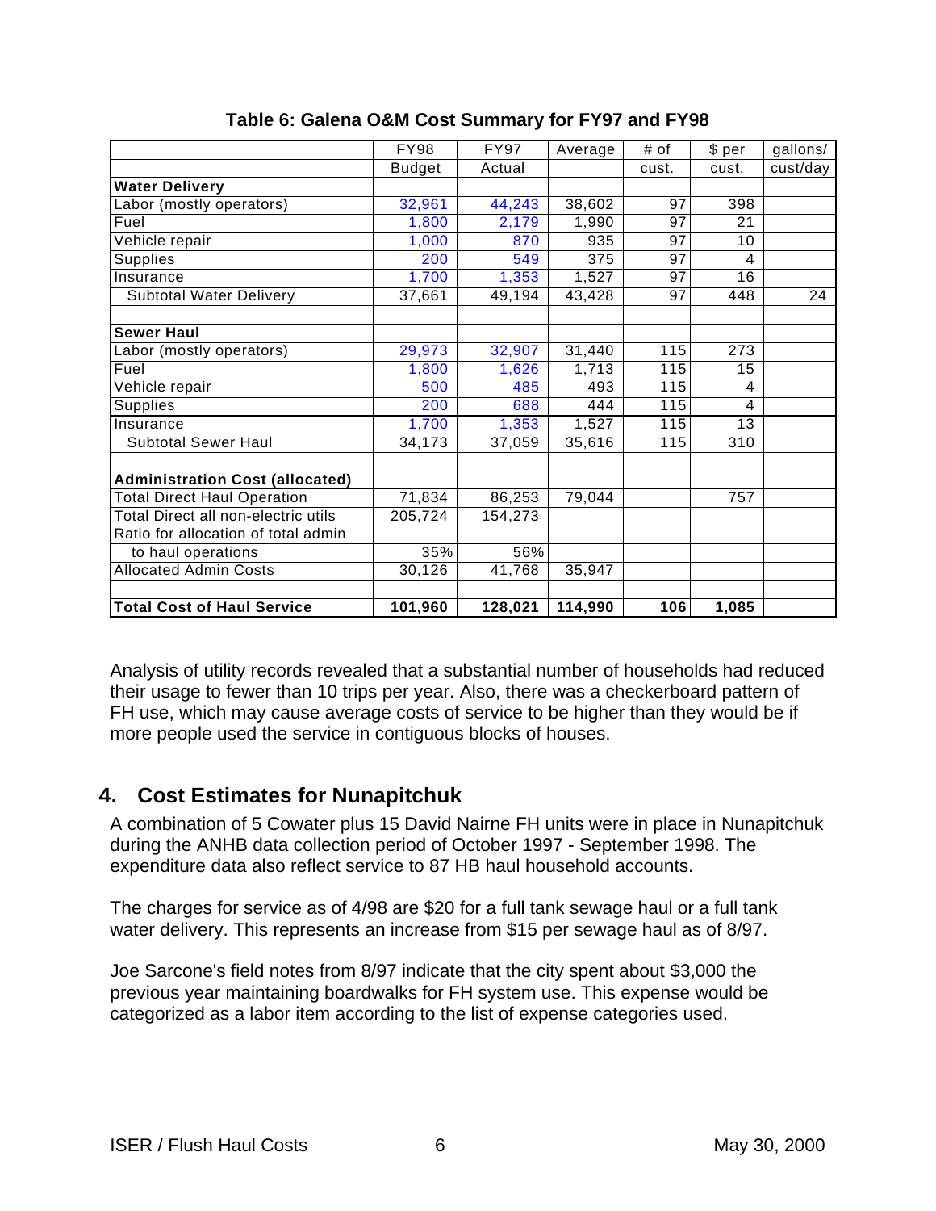**Table 6: Galena O&M Cost Summary for FY97 and FY98**

| | FY98 | FY97 | Average | # of | $ per | gallons/ |
|---|---|---|---|---|---|---|
| | Budget | Actual | | cust. | cust. | cust/day |
| **Water Delivery** | | | | | | |
| Labor (mostly operators) | 32,961 | 44,243 | 38,602 | 97 | 398 | |
| Fuel | 1,800 | 2,179 | 1,990 | 97 | 21 | |
| Vehicle repair | 1,000 | 870 | 935 | 97 | 10 | |
| Supplies | 200 | 549 | 375 | 97 | 4 | |
| Insurance | 1,700 | 1,353 | 1,527 | 97 | 16 | |
| Subtotal Water Delivery | 37,661 | 49,194 | 43,428 | 97 | 448 | 24 |
| | | | | | | |
| **Sewer Haul** | | | | | | |
| Labor (mostly operators) | 29,973 | 32,907 | 31,440 | 115 | 273 | |
| Fuel | 1,800 | 1,626 | 1,713 | 115 | 15 | |
| Vehicle repair | 500 | 485 | 493 | 115 | 4 | |
| Supplies | 200 | 688 | 444 | 115 | 4 | |
| Insurance | 1,700 | 1,353 | 1,527 | 115 | 13 | |
| Subtotal Sewer Haul | 34,173 | 37,059 | 35,616 | 115 | 310 | |
| | | | | | | |
| **Administration Cost (allocated)** | | | | | | |
| Total Direct Haul Operation | 71,834 | 86,253 | 79,044 | | 757 | |
| Total Direct all non-electric utils | 205,724 | 154,273 | | | | |
| Ratio for allocation of total admin | | | | | | |
| to haul operations | 35% | 56% | | | | |
| Allocated Admin Costs | 30,126 | 41,768 | 35,947 | | | |
| | | | | | | |
| **Total Cost of Haul Service** | **101,960** | **128,021** | **114,990** | **106** | **1,085** | |

Analysis of utility records revealed that a substantial number of households had reduced their usage to fewer than 10 trips per year. Also, there was a checkerboard pattern of FH use, which may cause average costs of service to be higher than they would be if more people used the service in contiguous blocks of houses.

## 4. Cost Estimates for Nunapitchuk

A combination of 5 Cowater plus 15 David Nairne FH units were in place in Nunapitchuk during the ANHB data collection period of October 1997 - September 1998. The expenditure data also reflect service to 87 HB haul household accounts.

The charges for service as of 4/98 are $20 for a full tank sewage haul or a full tank water delivery. This represents an increase from $15 per sewage haul as of 8/97.

Joe Sarcone's field notes from 8/97 indicate that the city spent about $3,000 the previous year maintaining boardwalks for FH system use. This expense would be categorized as a labor item according to the list of expense categories used.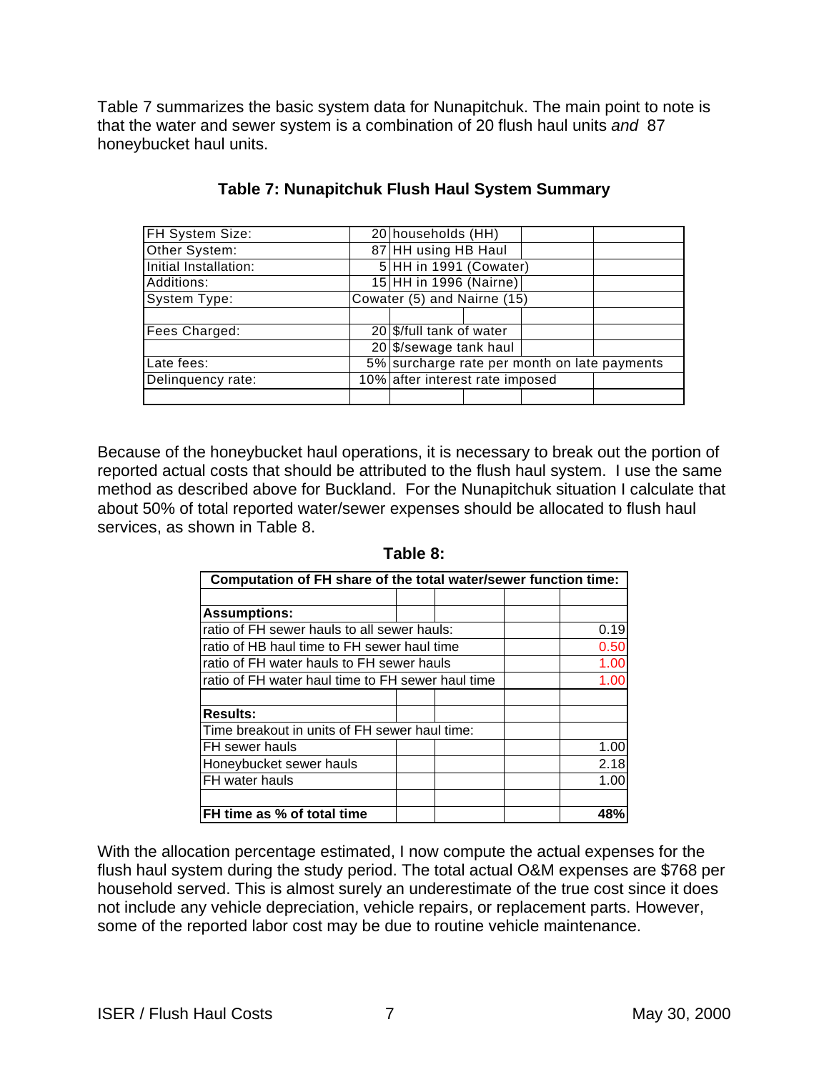Table 7 summarizes the basic system data for Nunapitchuk. The main point to note is that the water and sewer system is a combination of 20 flush haul units *and* 87 honeybucket haul units.

**Table 7: Nunapitchuk Flush Haul System Summary**

| | | | | | |
|---|---|---|---|---|---|
| FH System Size: | 20 | households (HH) | | | |
| Other System: | 87 | HH using HB Haul | | | |
| Initial Installation: | 5 | HH in 1991 (Cowater) | | | |
| Additions: | 15 | HH in 1996 (Nairne) | | | |
| System Type: | Cowater (5) and Nairne (15) | | | | |
| | | | | | |
| Fees Charged: | 20 | $/full tank of water | | | |
| | 20 | $/sewage tank haul | | | |
| Late fees: | 5% | surcharge rate per month on late payments | | | |
| Delinquency rate: | 10% | after interest rate imposed | | | |
| | | | | | |

Because of the honeybucket haul operations, it is necessary to break out the portion of reported actual costs that should be attributed to the flush haul system. I use the same method as described above for Buckland. For the Nunapitchuk situation I calculate that about 50% of total reported water/sewer expenses should be allocated to flush haul services, as shown in Table 8.

**Table 8:**

| Computation of FH share of the total water/sewer function time: | |
|---|---|
| | |
| **Assumptions:** | |
| ratio of FH sewer hauls to all sewer hauls: | 0.19 |
| ratio of HB haul time to FH sewer haul time | 0.50 |
| ratio of FH water hauls to FH sewer hauls | 1.00 |
| ratio of FH water haul time to FH sewer haul time | 1.00 |
| | |
| **Results:** | |
| Time breakout in units of FH sewer haul time: | |
| FH sewer hauls | 1.00 |
| Honeybucket sewer hauls | 2.18 |
| FH water hauls | 1.00 |
| | |
| **FH time as % of total time** | **48%** |

With the allocation percentage estimated, I now compute the actual expenses for the flush haul system during the study period. The total actual O&M expenses are $768 per household served. This is almost surely an underestimate of the true cost since it does not include any vehicle depreciation, vehicle repairs, or replacement parts. However, some of the reported labor cost may be due to routine vehicle maintenance.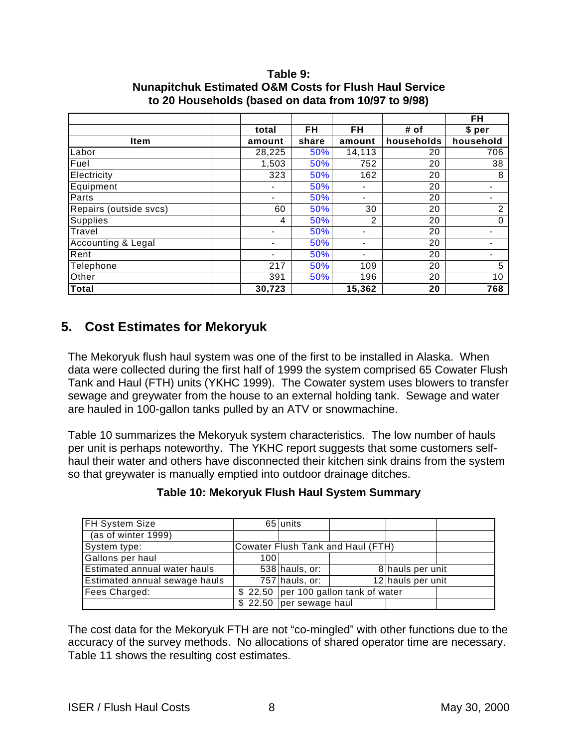**Table 9: Nunapitchuk Estimated O&M Costs for Flush Haul Service to 20 Households (based on data from 10/97 to 9/98)**

| Item | | total amount | FH share | FH amount | # of households | FH $ per household |
|---|---|---|---|---|---|---|
| Labor | | 28,225 | 50% | 14,113 | 20 | 706 |
| Fuel | | 1,503 | 50% | 752 | 20 | 38 |
| Electricity | | 323 | 50% | 162 | 20 | 8 |
| Equipment | | - | 50% | - | 20 | - |
| Parts | | - | 50% | - | 20 | - |
| Repairs (outside svcs) | | 60 | 50% | 30 | 20 | 2 |
| Supplies | | 4 | 50% | 2 | 20 | 0 |
| Travel | | - | 50% | - | 20 | - |
| Accounting & Legal | | - | 50% | - | 20 | - |
| Rent | | - | 50% | - | 20 | - |
| Telephone | | 217 | 50% | 109 | 20 | 5 |
| Other | | 391 | 50% | 196 | 20 | 10 |
| **Total** | | **30,723** | | **15,362** | **20** | **768** |

## 5. Cost Estimates for Mekoryuk

The Mekoryuk flush haul system was one of the first to be installed in Alaska. When data were collected during the first half of 1999 the system comprised 65 Cowater Flush Tank and Haul (FTH) units (YKHC 1999). The Cowater system uses blowers to transfer sewage and greywater from the house to an external holding tank. Sewage and water are hauled in 100-gallon tanks pulled by an ATV or snowmachine.

Table 10 summarizes the Mekoryuk system characteristics. The low number of hauls per unit is perhaps noteworthy. The YKHC report suggests that some customers self-haul their water and others have disconnected their kitchen sink drains from the system so that greywater is manually emptied into outdoor drainage ditches.

**Table 10: Mekoryuk Flush Haul System Summary**

| | | | | | |
|---|---|---|---|---|---|
| FH System Size | 65 | units | | | |
| (as of winter 1999) | | | | | |
| System type: | Cowater Flush Tank and Haul (FTH) | | | | |
| Gallons per haul | 100 | | | | |
| Estimated annual water hauls | 538 | hauls, or: | | 8 | hauls per unit |
| Estimated annual sewage hauls | 757 | hauls, or: | | 12 | hauls per unit |
| Fees Charged: | $ 22.50 | per 100 gallon tank of water | | | |
| | $ 22.50 | per sewage haul | | | |

The cost data for the Mekoryuk FTH are not "co-mingled" with other functions due to the accuracy of the survey methods. No allocations of shared operator time are necessary. Table 11 shows the resulting cost estimates.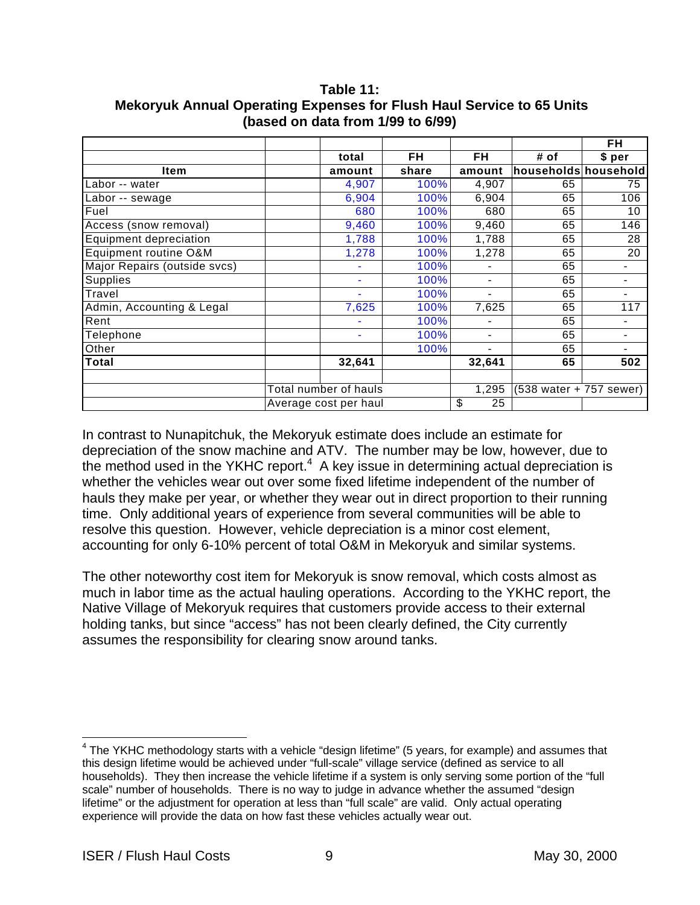**Table 11:**
**Mekoryuk Annual Operating Expenses for Flush Haul Service to 65 Units**
**(based on data from 1/99 to 6/99)**

| Item | | total amount | FH share | FH amount | # of households | FH $ per household |
|---|---|---|---|---|---|---|
| Labor -- water | | 4,907 | 100% | 4,907 | 65 | 75 |
| Labor -- sewage | | 6,904 | 100% | 6,904 | 65 | 106 |
| Fuel | | 680 | 100% | 680 | 65 | 10 |
| Access (snow removal) | | 9,460 | 100% | 9,460 | 65 | 146 |
| Equipment depreciation | | 1,788 | 100% | 1,788 | 65 | 28 |
| Equipment routine O&M | | 1,278 | 100% | 1,278 | 65 | 20 |
| Major Repairs (outside svcs) | | - | 100% | - | 65 | - |
| Supplies | | - | 100% | - | 65 | - |
| Travel | | - | 100% | - | 65 | - |
| Admin, Accounting & Legal | | 7,625 | 100% | 7,625 | 65 | 117 |
| Rent | | - | 100% | - | 65 | - |
| Telephone | | - | 100% | - | 65 | - |
| Other | | | 100% | - | 65 | - |
| **Total** | | **32,641** | | **32,641** | **65** | **502** |
| | | | | | | |
| | Total number of hauls | | | 1,295 | (538 water + 757 sewer) | |
| | Average cost per haul | | | $ 25 | | |

In contrast to Nunapitchuk, the Mekoryuk estimate does include an estimate for depreciation of the snow machine and ATV. The number may be low, however, due to the method used in the YKHC report.[4] A key issue in determining actual depreciation is whether the vehicles wear out over some fixed lifetime independent of the number of hauls they make per year, or whether they wear out in direct proportion to their running time. Only additional years of experience from several communities will be able to resolve this question. However, vehicle depreciation is a minor cost element, accounting for only 6-10% percent of total O&M in Mekoryuk and similar systems.

The other noteworthy cost item for Mekoryuk is snow removal, which costs almost as much in labor time as the actual hauling operations. According to the YKHC report, the Native Village of Mekoryuk requires that customers provide access to their external holding tanks, but since "access" has not been clearly defined, the City currently assumes the responsibility for clearing snow around tanks.

---

[4] The YKHC methodology starts with a vehicle "design lifetime" (5 years, for example) and assumes that this design lifetime would be achieved under "full-scale" village service (defined as service to all households). They then increase the vehicle lifetime if a system is only serving some portion of the "full scale" number of households. There is no way to judge in advance whether the assumed "design lifetime" or the adjustment for operation at less than "full scale" are valid. Only actual operating experience will provide the data on how fast these vehicles actually wear out.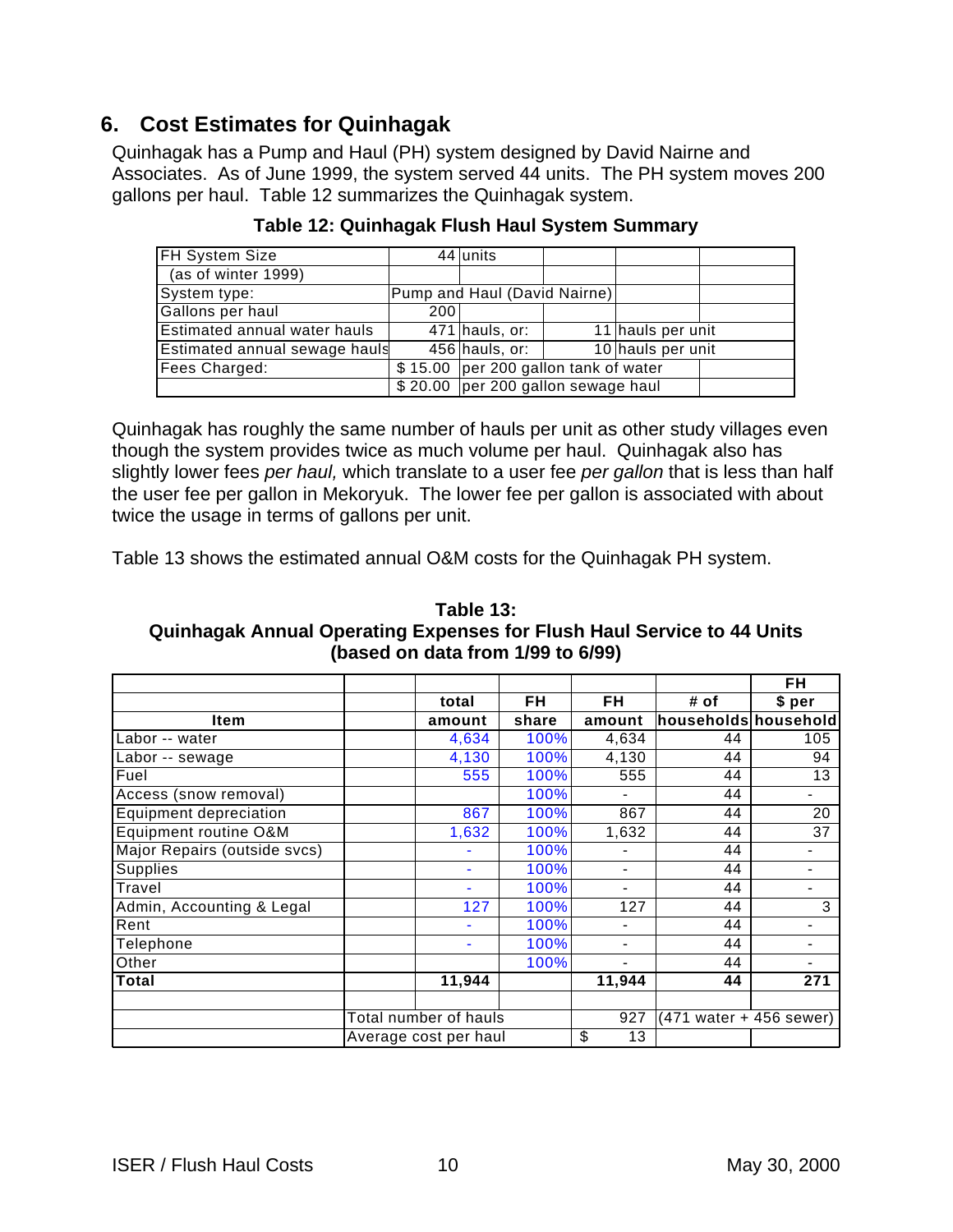## 6. Cost Estimates for Quinhagak

Quinhagak has a Pump and Haul (PH) system designed by David Nairne and Associates. As of June 1999, the system served 44 units. The PH system moves 200 gallons per haul. Table 12 summarizes the Quinhagak system.

**Table 12: Quinhagak Flush Haul System Summary**

| | | | | | |
|---|---|---|---|---|---|
| FH System Size | 44 | units | | | |
| (as of winter 1999) | | | | | |
| System type: | Pump and Haul (David Nairne) | | | | |
| Gallons per haul | 200 | | | | |
| Estimated annual water hauls | 471 | hauls, or: | 11 | hauls per unit | |
| Estimated annual sewage hauls | 456 | hauls, or: | 10 | hauls per unit | |
| Fees Charged: | $ 15.00 | per 200 gallon tank of water | | | |
| | $ 20.00 | per 200 gallon sewage haul | | | |

Quinhagak has roughly the same number of hauls per unit as other study villages even though the system provides twice as much volume per haul. Quinhagak also has slightly lower fees *per haul,* which translate to a user fee *per gallon* that is less than half the user fee per gallon in Mekoryuk. The lower fee per gallon is associated with about twice the usage in terms of gallons per unit.

Table 13 shows the estimated annual O&M costs for the Quinhagak PH system.

**Table 13:**
**Quinhagak Annual Operating Expenses for Flush Haul Service to 44 Units (based on data from 1/99 to 6/99)**

| Item | | total amount | FH share | FH amount | # of households | FH $ per household |
|---|---|---|---|---|---|---|
| Labor -- water | | 4,634 | 100% | 4,634 | 44 | 105 |
| Labor -- sewage | | 4,130 | 100% | 4,130 | 44 | 94 |
| Fuel | | 555 | 100% | 555 | 44 | 13 |
| Access (snow removal) | | | 100% | - | 44 | - |
| Equipment depreciation | | 867 | 100% | 867 | 44 | 20 |
| Equipment routine O&M | | 1,632 | 100% | 1,632 | 44 | 37 |
| Major Repairs (outside svcs) | | - | 100% | - | 44 | - |
| Supplies | | - | 100% | - | 44 | - |
| Travel | | - | 100% | - | 44 | - |
| Admin, Accounting & Legal | | 127 | 100% | 127 | 44 | 3 |
| Rent | | - | 100% | - | 44 | - |
| Telephone | | - | 100% | - | 44 | - |
| Other | | | 100% | - | 44 | - |
| **Total** | | **11,944** | | **11,944** | **44** | **271** |
| | | | | | | |
| | Total number of hauls | | | 927 | (471 water + 456 sewer) | |
| | Average cost per haul | | | $ 13 | | |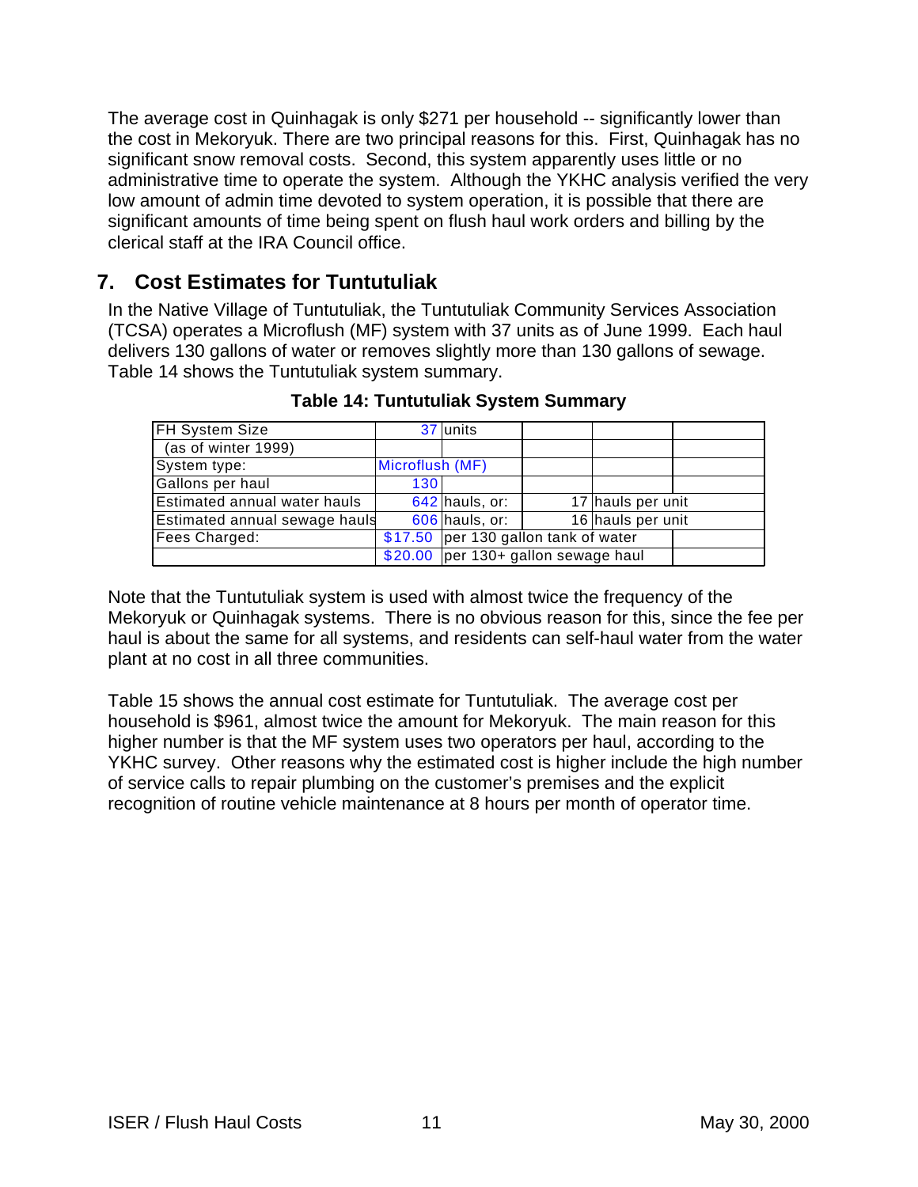The average cost in Quinhagak is only $271 per household -- significantly lower than the cost in Mekoryuk. There are two principal reasons for this. First, Quinhagak has no significant snow removal costs. Second, this system apparently uses little or no administrative time to operate the system. Although the YKHC analysis verified the very low amount of admin time devoted to system operation, it is possible that there are significant amounts of time being spent on flush haul work orders and billing by the clerical staff at the IRA Council office.

## 7. Cost Estimates for Tuntutuliak

In the Native Village of Tuntutuliak, the Tuntutuliak Community Services Association (TCSA) operates a Microflush (MF) system with 37 units as of June 1999. Each haul delivers 130 gallons of water or removes slightly more than 130 gallons of sewage. Table 14 shows the Tuntutuliak system summary.

**Table 14: Tuntutuliak System Summary**

| | | | | | |
|---|---|---|---|---|---|
| FH System Size | 37 | units | | | |
| (as of winter 1999) | | | | | |
| System type: | Microflush (MF) | | | | |
| Gallons per haul | 130 | | | | |
| Estimated annual water hauls | 642 | hauls, or: | 17 | hauls per unit | |
| Estimated annual sewage hauls | 606 | hauls, or: | 16 | hauls per unit | |
| Fees Charged: | $17.50 | per 130 gallon tank of water | | | |
| | $20.00 | per 130+ gallon sewage haul | | | |

Note that the Tuntutuliak system is used with almost twice the frequency of the Mekoryuk or Quinhagak systems. There is no obvious reason for this, since the fee per haul is about the same for all systems, and residents can self-haul water from the water plant at no cost in all three communities.

Table 15 shows the annual cost estimate for Tuntutuliak. The average cost per household is $961, almost twice the amount for Mekoryuk. The main reason for this higher number is that the MF system uses two operators per haul, according to the YKHC survey. Other reasons why the estimated cost is higher include the high number of service calls to repair plumbing on the customer's premises and the explicit recognition of routine vehicle maintenance at 8 hours per month of operator time.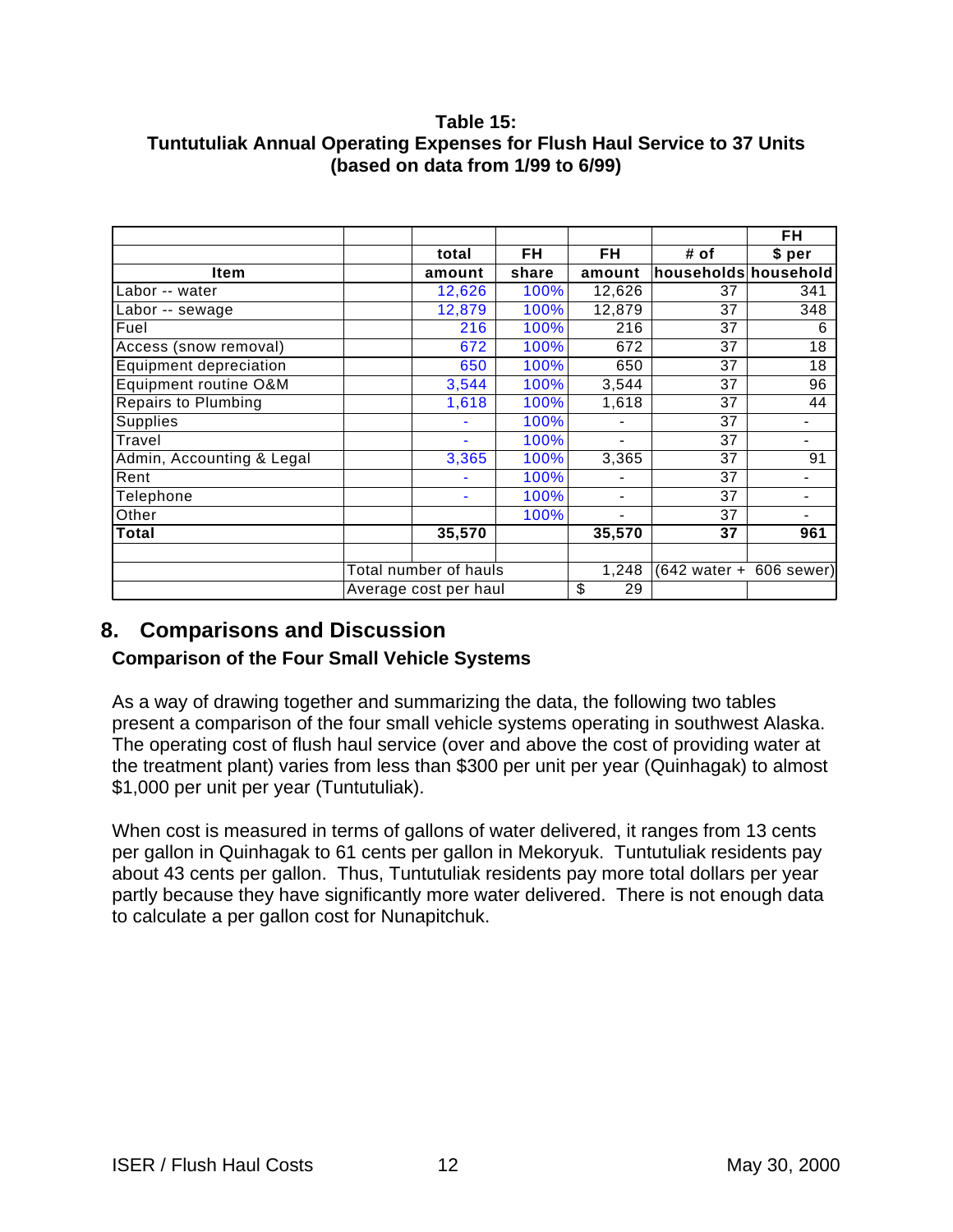**Table 15:**
**Tuntutuliak Annual Operating Expenses for Flush Haul Service to 37 Units**
**(based on data from 1/99 to 6/99)**

| Item | | total amount | FH share | FH amount | # of households | FH $ per household |
|---|---|---|---|---|---|---|
| Labor -- water | | 12,626 | 100% | 12,626 | 37 | 341 |
| Labor -- sewage | | 12,879 | 100% | 12,879 | 37 | 348 |
| Fuel | | 216 | 100% | 216 | 37 | 6 |
| Access (snow removal) | | 672 | 100% | 672 | 37 | 18 |
| Equipment depreciation | | 650 | 100% | 650 | 37 | 18 |
| Equipment routine O&M | | 3,544 | 100% | 3,544 | 37 | 96 |
| Repairs to Plumbing | | 1,618 | 100% | 1,618 | 37 | 44 |
| Supplies | | - | 100% | - | 37 | - |
| Travel | | - | 100% | - | 37 | - |
| Admin, Accounting & Legal | | 3,365 | 100% | 3,365 | 37 | 91 |
| Rent | | - | 100% | - | 37 | - |
| Telephone | | - | 100% | - | 37 | - |
| Other | | | 100% | - | 37 | - |
| **Total** | | **35,570** | | **35,570** | **37** | **961** |
| | | | | | | |
| | Total number of hauls | | | 1,248 | (642 water + | 606 sewer) |
| | Average cost per haul | | | $ 29 | | |

## 8. Comparisons and Discussion

### Comparison of the Four Small Vehicle Systems

As a way of drawing together and summarizing the data, the following two tables present a comparison of the four small vehicle systems operating in southwest Alaska. The operating cost of flush haul service (over and above the cost of providing water at the treatment plant) varies from less than $300 per unit per year (Quinhagak) to almost $1,000 per unit per year (Tuntutuliak).

When cost is measured in terms of gallons of water delivered, it ranges from 13 cents per gallon in Quinhagak to 61 cents per gallon in Mekoryuk. Tuntutuliak residents pay about 43 cents per gallon. Thus, Tuntutuliak residents pay more total dollars per year partly because they have significantly more water delivered. There is not enough data to calculate a per gallon cost for Nunapitchuk.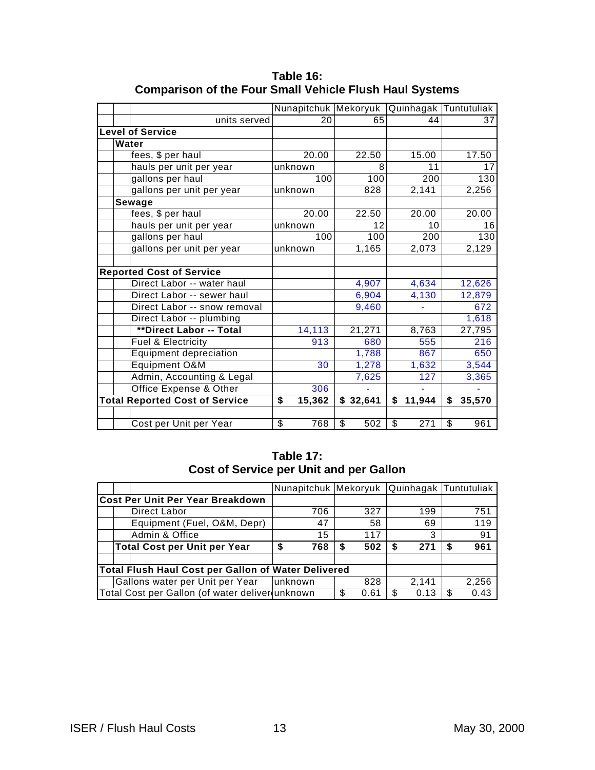**Table 16:**
**Comparison of the Four Small Vehicle Flush Haul Systems**

| | Nunapitchuk | Mekoryuk | Quinhagak | Tuntutuliak |
|---|---|---|---|---|
| units served | 20 | 65 | 44 | 37 |
| **Level of Service** | | | | |
| **Water** | | | | |
| fees, $ per haul | 20.00 | 22.50 | 15.00 | 17.50 |
| hauls per unit per year | unknown | 8 | 11 | 17 |
| gallons per haul | 100 | 100 | 200 | 130 |
| gallons per unit per year | unknown | 828 | 2,141 | 2,256 |
| **Sewage** | | | | |
| fees, $ per haul | 20.00 | 22.50 | 20.00 | 20.00 |
| hauls per unit per year | unknown | 12 | 10 | 16 |
| gallons per haul | 100 | 100 | 200 | 130 |
| gallons per unit per year | unknown | 1,165 | 2,073 | 2,129 |
| | | | | |
| **Reported Cost of Service** | | | | |
| Direct Labor -- water haul | | 4,907 | 4,634 | 12,626 |
| Direct Labor -- sewer haul | | 6,904 | 4,130 | 12,879 |
| Direct Labor -- snow removal | | 9,460 | - | 672 |
| Direct Labor -- plumbing | | | | 1,618 |
| **\*\*Direct Labor -- Total** | 14,113 | 21,271 | 8,763 | 27,795 |
| Fuel & Electricity | 913 | 680 | 555 | 216 |
| Equipment depreciation | | 1,788 | 867 | 650 |
| Equipment O&M | 30 | 1,278 | 1,632 | 3,544 |
| Admin, Accounting & Legal | | 7,625 | 127 | 3,365 |
| Office Expense & Other | 306 | - | - | - |
| **Total Reported Cost of Service** | **$ 15,362** | **$ 32,641** | **$ 11,944** | **$ 35,570** |
| | | | | |
| Cost per Unit per Year | $ 768 | $ 502 | $ 271 | $ 961 |

**Table 17:**
**Cost of Service per Unit and per Gallon**

| | Nunapitchuk | Mekoryuk | Quinhagak | Tuntutuliak |
|---|---|---|---|---|
| **Cost Per Unit Per Year Breakdown** | | | | |
| Direct Labor | 706 | 327 | 199 | 751 |
| Equipment (Fuel, O&M, Depr) | 47 | 58 | 69 | 119 |
| Admin & Office | 15 | 117 | 3 | 91 |
| **Total Cost per Unit per Year** | **$ 768** | **$ 502** | **$ 271** | **$ 961** |
| | | | | |
| **Total Flush Haul Cost per Gallon of Water Delivered** | | | | |
| Gallons water per Unit per Year | unknown | 828 | 2,141 | 2,256 |
| Total Cost per Gallon (of water deliver | unknown | $ 0.61 | $ 0.13 | $ 0.43 |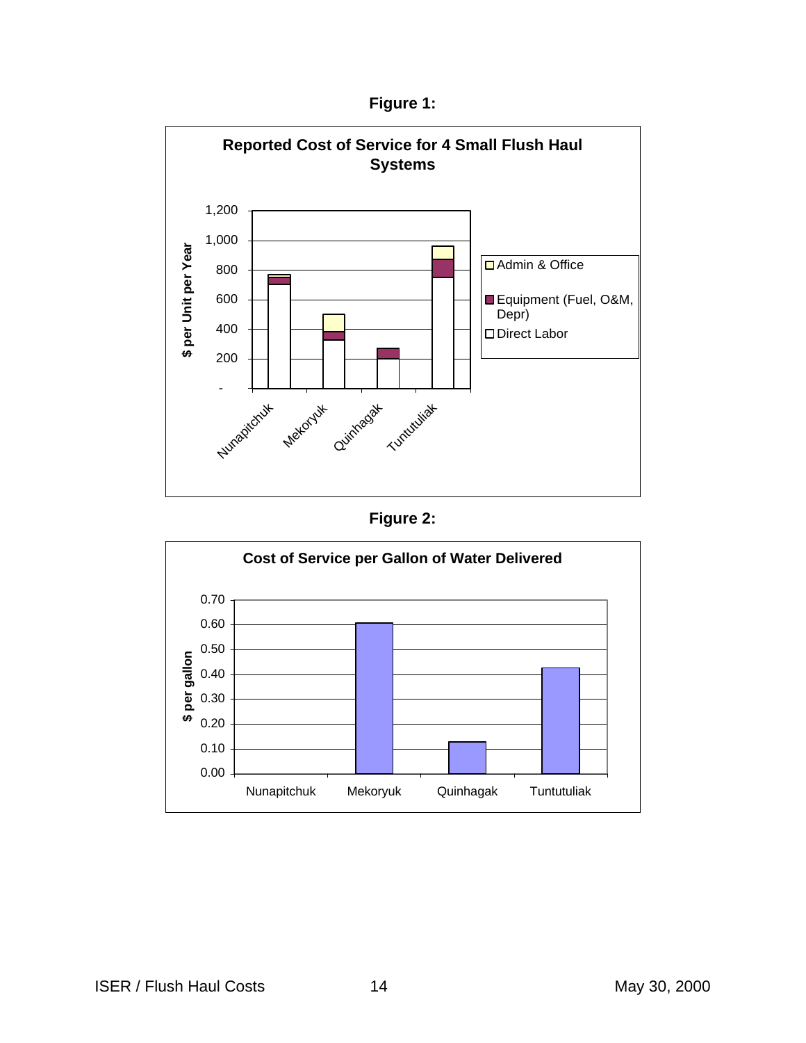**Figure 1:**

**Reported Cost of Service for 4 Small Flush Haul Systems**

| | Direct Labor | Equipment (Fuel, O&M, Depr) | Admin & Office |
|---|---|---|---|
| Nunapitchuk | ~700 | ~50 | ~20 |
| Mekoryuk | ~325 | ~60 | ~115 |
| Quinhagak | ~200 | ~75 | – |
| Tuntutuliak | ~750 | ~125 | ~90 |

$ per Unit per Year

**Figure 2:**

**Cost of Service per Gallon of Water Delivered**

| | $ per gallon |
|---|---|
| Nunapitchuk | – |
| Mekoryuk | ~0.61 |
| Quinhagak | ~0.13 |
| Tuntutuliak | ~0.43 |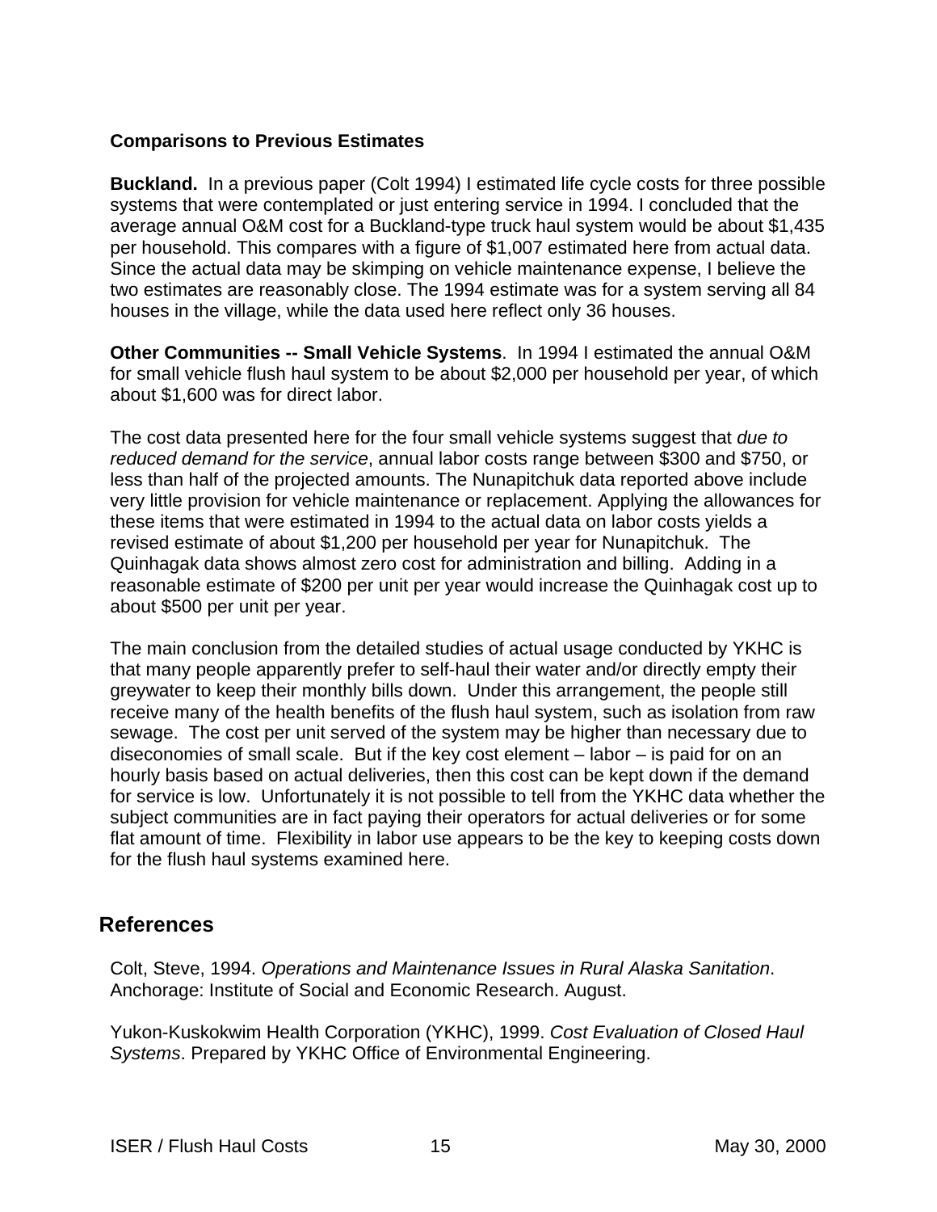**Comparisons to Previous Estimates**

**Buckland.** In a previous paper (Colt 1994) I estimated life cycle costs for three possible systems that were contemplated or just entering service in 1994. I concluded that the average annual O&M cost for a Buckland-type truck haul system would be about $1,435 per household. This compares with a figure of $1,007 estimated here from actual data. Since the actual data may be skimping on vehicle maintenance expense, I believe the two estimates are reasonably close. The 1994 estimate was for a system serving all 84 houses in the village, while the data used here reflect only 36 houses.

**Other Communities -- Small Vehicle Systems**. In 1994 I estimated the annual O&M for small vehicle flush haul system to be about $2,000 per household per year, of which about $1,600 was for direct labor.

The cost data presented here for the four small vehicle systems suggest that *due to reduced demand for the service*, annual labor costs range between $300 and $750, or less than half of the projected amounts. The Nunapitchuk data reported above include very little provision for vehicle maintenance or replacement. Applying the allowances for these items that were estimated in 1994 to the actual data on labor costs yields a revised estimate of about $1,200 per household per year for Nunapitchuk. The Quinhagak data shows almost zero cost for administration and billing. Adding in a reasonable estimate of $200 per unit per year would increase the Quinhagak cost up to about $500 per unit per year.

The main conclusion from the detailed studies of actual usage conducted by YKHC is that many people apparently prefer to self-haul their water and/or directly empty their greywater to keep their monthly bills down. Under this arrangement, the people still receive many of the health benefits of the flush haul system, such as isolation from raw sewage. The cost per unit served of the system may be higher than necessary due to diseconomies of small scale. But if the key cost element – labor – is paid for on an hourly basis based on actual deliveries, then this cost can be kept down if the demand for service is low. Unfortunately it is not possible to tell from the YKHC data whether the subject communities are in fact paying their operators for actual deliveries or for some flat amount of time. Flexibility in labor use appears to be the key to keeping costs down for the flush haul systems examined here.

## References

Colt, Steve, 1994. *Operations and Maintenance Issues in Rural Alaska Sanitation*. Anchorage: Institute of Social and Economic Research. August.

Yukon-Kuskokwim Health Corporation (YKHC), 1999. *Cost Evaluation of Closed Haul Systems*. Prepared by YKHC Office of Environmental Engineering.